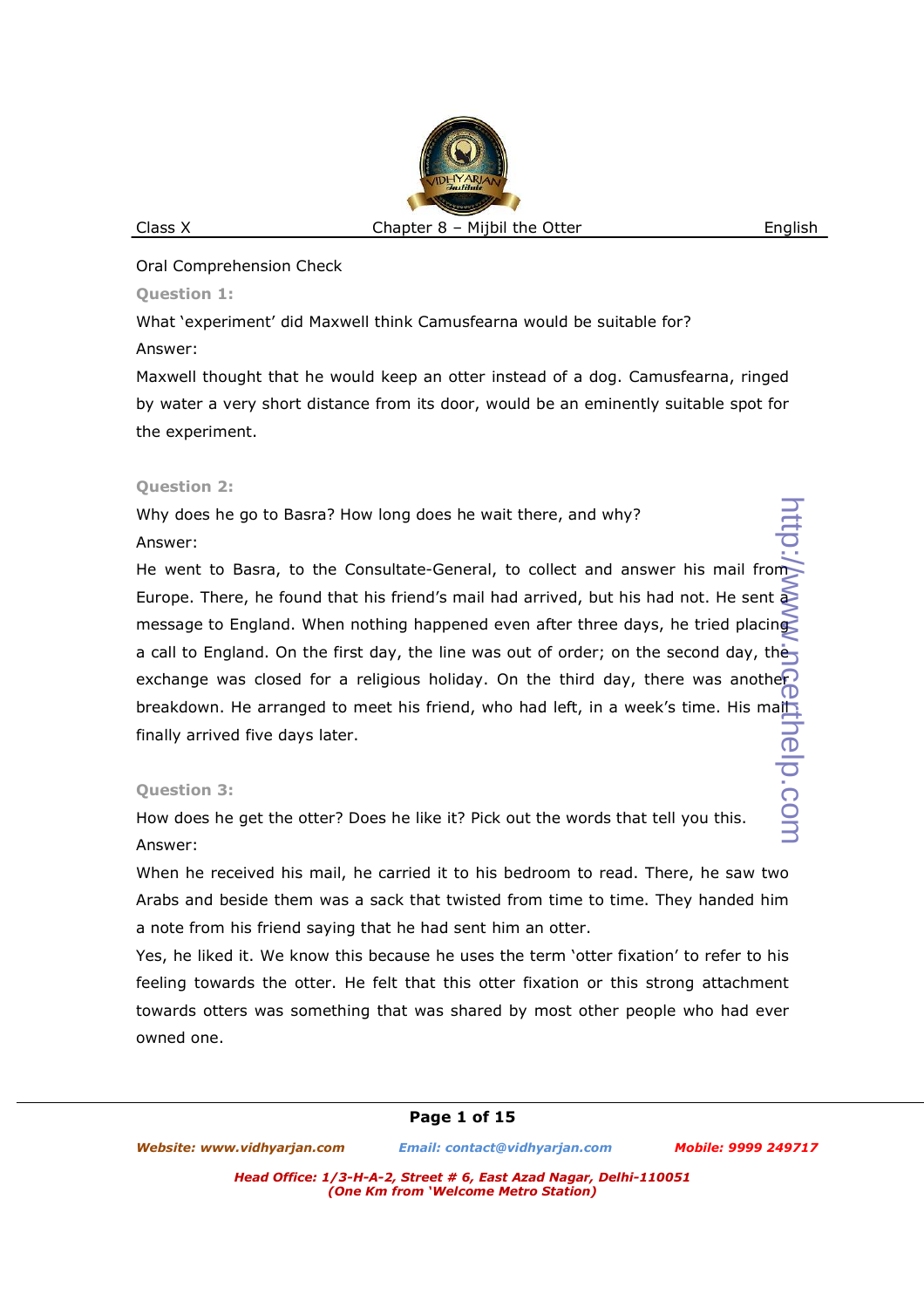Oral Comprehension Check

**Question 1:**

What 'experiment' did Maxwell think Camusfearna would be suitable for?

Answer:

Maxwell thought that he would keep an otter instead of a dog. Camusfearna, ringed by water a very short distance from its door, would be an eminently suitable spot for the experiment.

**Question 2:**

Why does he go to Basra? How long does he wait there, and why?

Answer:

He went to Basra, to the Consultate-General, to collect and answer his mail from Europe. There, he found that his friend's mail had arrived, but his had not. He sent a message to England. When nothing happened even after three days, he tried placing a call to England. On the first day, the line was out of order; on the second day, the exchange was closed for a religious holiday. On the third day, there was another breakdown. He arranged to meet his friend, who had left, in a week's time. His mail finally arrived five days later.

**Question 3:**

How does he get the otter? Does he like it? Pick out the words that tell you this.

Answer:

When he received his mail, he carried it to his bedroom to read. There, he saw two Arabs and beside them was a sack that twisted from time to time. They handed him a note from his friend saying that he had sent him an otter.

Yes, he liked it. We know this because he uses the term 'otter fixation' to refer to his feeling towards the otter. He felt that this otter fixation or this strong attachment towards otters was something that was shared by most other people who had ever owned one.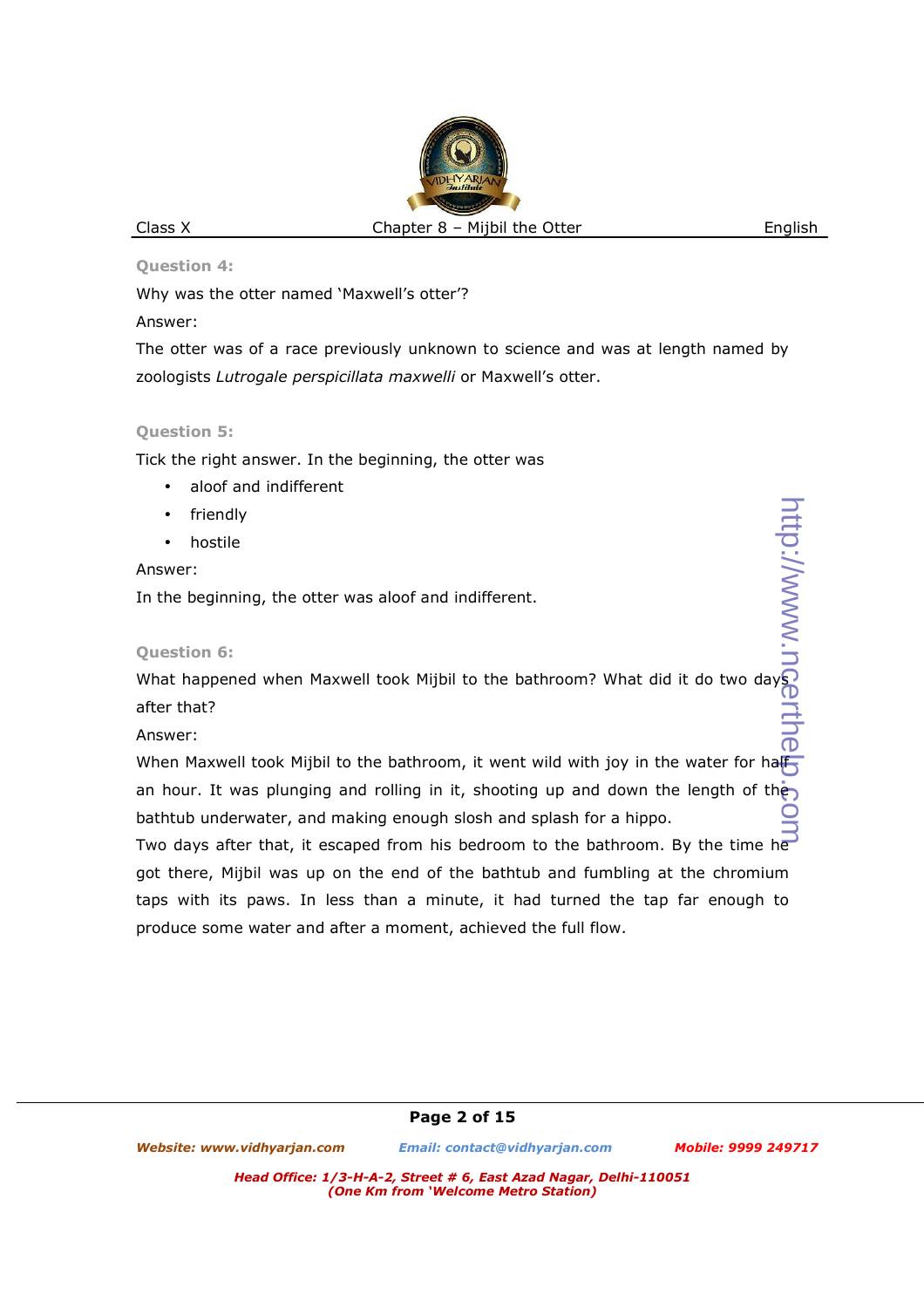**Question 4:**

Why was the otter named 'Maxwell's otter'?

Answer:

The otter was of a race previously unknown to science and was at length named by zoologists *Lutrogale perspicillata maxwelli* or Maxwell's otter.

**Question 5:**

Tick the right answer. In the beginning, the otter was

- aloof and indifferent
- friendly
- hostile

Answer:

In the beginning, the otter was aloof and indifferent.

**Question 6:**

What happened when Maxwell took Mijbil to the bathroom? What did it do two days after that?

Answer:

When Maxwell took Mijbil to the bathroom, it went wild with joy in the water for half an hour. It was plunging and rolling in it, shooting up and down the length of the bathtub underwater, and making enough slosh and splash for a hippo.

Two days after that, it escaped from his bedroom to the bathroom. By the time he got there, Mijbil was up on the end of the bathtub and fumbling at the chromium taps with its paws. In less than a minute, it had turned the tap far enough to produce some water and after a moment, achieved the full flow.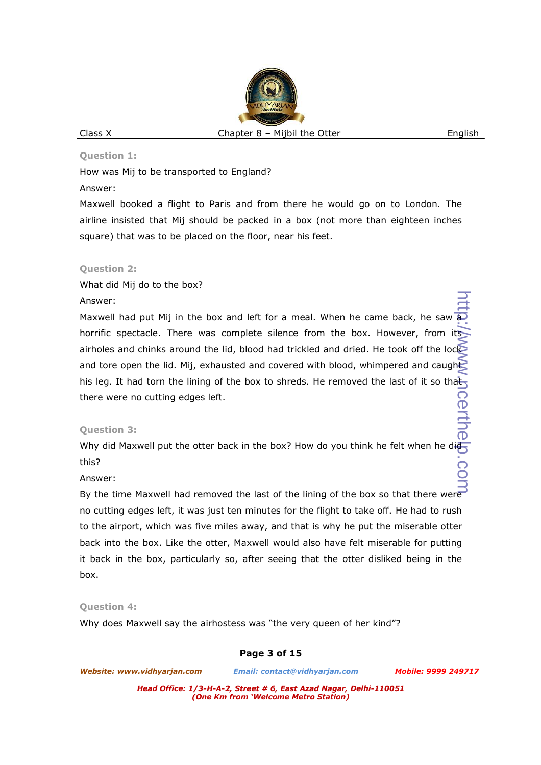**Question 1:**

How was Mij to be transported to England?

Answer:

Maxwell booked a flight to Paris and from there he would go on to London. The airline insisted that Mij should be packed in a box (not more than eighteen inches square) that was to be placed on the floor, near his feet.

**Question 2:**

What did Mij do to the box?

Answer:

Maxwell had put Mij in the box and left for a meal. When he came back, he saw a horrific spectacle. There was complete silence from the box. However, from its airholes and chinks around the lid, blood had trickled and dried. He took off the lock and tore open the lid. Mij, exhausted and covered with blood, whimpered and caught his leg. It had torn the lining of the box to shreds. He removed the last of it so that there were no cutting edges left.

**Question 3:**

Why did Maxwell put the otter back in the box? How do you think he felt when he did this?

Answer:

By the time Maxwell had removed the last of the lining of the box so that there were no cutting edges left, it was just ten minutes for the flight to take off. He had to rush to the airport, which was five miles away, and that is why he put the miserable otter back into the box. Like the otter, Maxwell would also have felt miserable for putting it back in the box, particularly so, after seeing that the otter disliked being in the box.

**Question 4:**

Why does Maxwell say the airhostess was "the very queen of her kind"?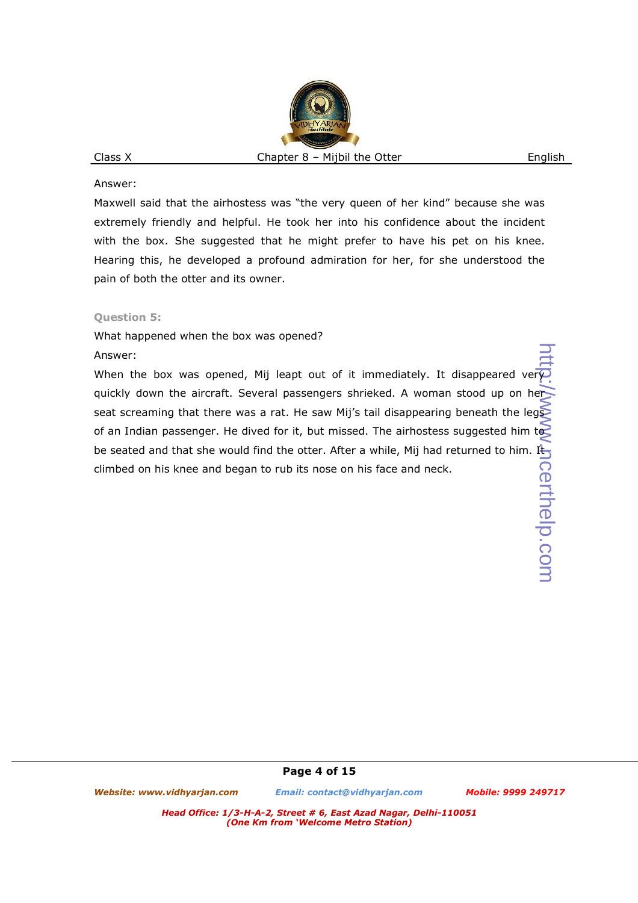Answer:

Maxwell said that the airhostess was "the very queen of her kind" because she was extremely friendly and helpful. He took her into his confidence about the incident with the box. She suggested that he might prefer to have his pet on his knee. Hearing this, he developed a profound admiration for her, for she understood the pain of both the otter and its owner.

**Question 5:**

What happened when the box was opened?

Answer:

When the box was opened, Mij leapt out of it immediately. It disappeared very quickly down the aircraft. Several passengers shrieked. A woman stood up on her seat screaming that there was a rat. He saw Mij's tail disappearing beneath the legs of an Indian passenger. He dived for it, but missed. The airhostess suggested him to be seated and that she would find the otter. After a while, Mij had returned to him. It climbed on his knee and began to rub its nose on his face and neck.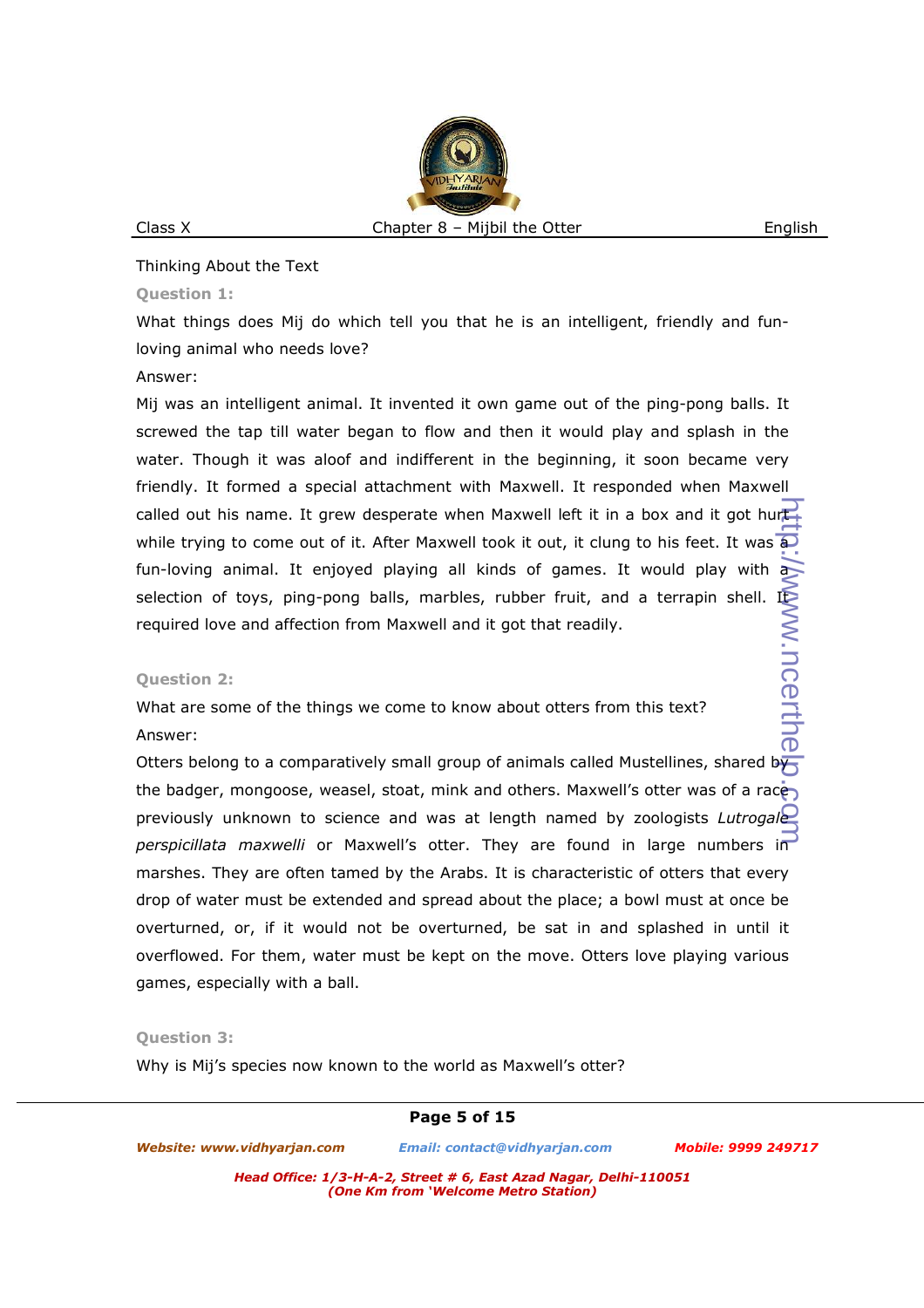Thinking About the Text

**Question 1:**

What things does Mij do which tell you that he is an intelligent, friendly and fun-loving animal who needs love?

Answer:

Mij was an intelligent animal. It invented it own game out of the ping-pong balls. It screwed the tap till water began to flow and then it would play and splash in the water. Though it was aloof and indifferent in the beginning, it soon became very friendly. It formed a special attachment with Maxwell. It responded when Maxwell called out his name. It grew desperate when Maxwell left it in a box and it got hurt while trying to come out of it. After Maxwell took it out, it clung to his feet. It was a fun-loving animal. It enjoyed playing all kinds of games. It would play with a selection of toys, ping-pong balls, marbles, rubber fruit, and a terrapin shell. It required love and affection from Maxwell and it got that readily.

**Question 2:**

What are some of the things we come to know about otters from this text?

Answer:

Otters belong to a comparatively small group of animals called Mustellines, shared by the badger, mongoose, weasel, stoat, mink and others. Maxwell's otter was of a race previously unknown to science and was at length named by zoologists *Lutrogale perspicillata maxwelli* or Maxwell's otter. They are found in large numbers in marshes. They are often tamed by the Arabs. It is characteristic of otters that every drop of water must be extended and spread about the place; a bowl must at once be overturned, or, if it would not be overturned, be sat in and splashed in until it overflowed. For them, water must be kept on the move. Otters love playing various games, especially with a ball.

**Question 3:**

Why is Mij's species now known to the world as Maxwell's otter?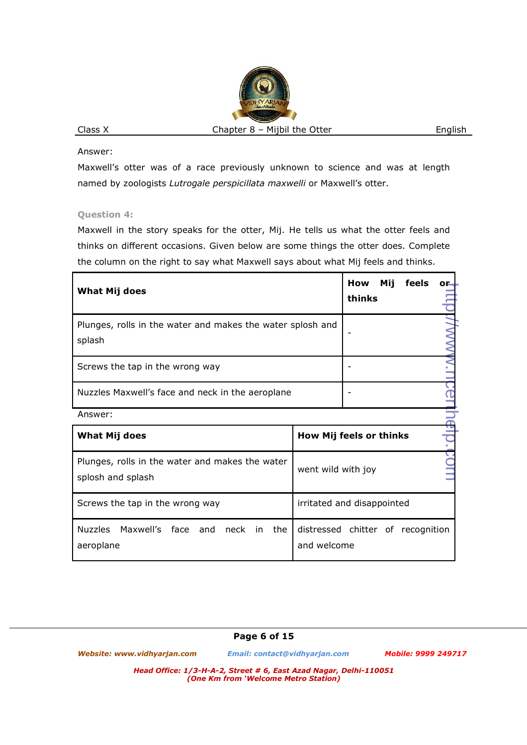Answer:

Maxwell's otter was of a race previously unknown to science and was at length named by zoologists *Lutrogale perspicillata maxwelli* or Maxwell's otter.

**Question 4:**

Maxwell in the story speaks for the otter, Mij. He tells us what the otter feels and thinks on different occasions. Given below are some things the otter does. Complete the column on the right to say what Maxwell says about what Mij feels and thinks.

| What Mij does | How Mij feels or thinks |
|---|---|
| Plunges, rolls in the water and makes the water splosh and splash | - |
| Screws the tap in the wrong way | - |
| Nuzzles Maxwell's face and neck in the aeroplane | - |

Answer:

| What Mij does | How Mij feels or thinks |
|---|---|
| Plunges, rolls in the water and makes the water splosh and splash | went wild with joy |
| Screws the tap in the wrong way | irritated and disappointed |
| Nuzzles Maxwell's face and neck in the aeroplane | distressed chitter of recognition and welcome |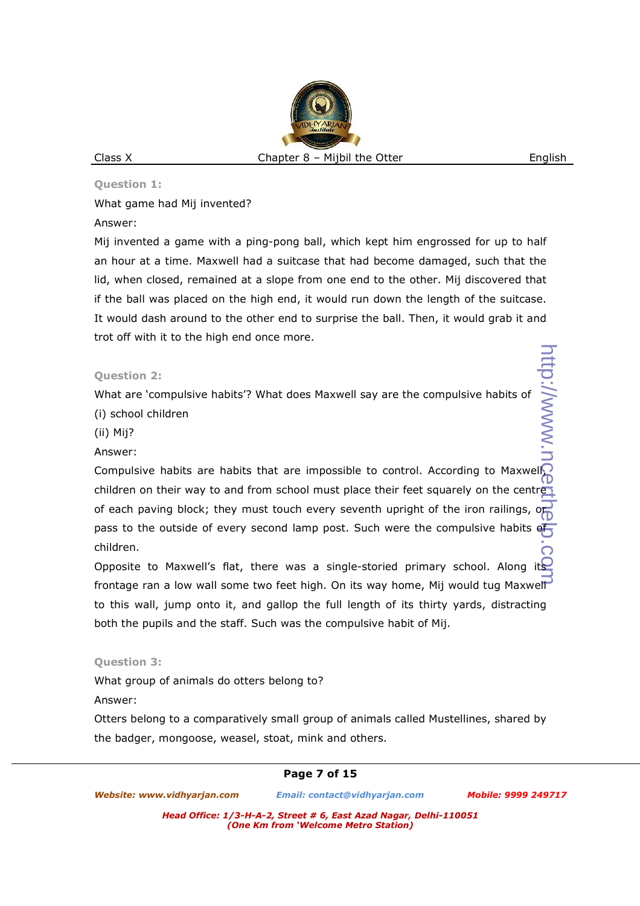**Question 1:**

What game had Mij invented?

Answer:

Mij invented a game with a ping-pong ball, which kept him engrossed for up to half an hour at a time. Maxwell had a suitcase that had become damaged, such that the lid, when closed, remained at a slope from one end to the other. Mij discovered that if the ball was placed on the high end, it would run down the length of the suitcase. It would dash around to the other end to surprise the ball. Then, it would grab it and trot off with it to the high end once more.

**Question 2:**

What are 'compulsive habits'? What does Maxwell say are the compulsive habits of

(i) school children

(ii) Mij?

Answer:

Compulsive habits are habits that are impossible to control. According to Maxwell, children on their way to and from school must place their feet squarely on the centre of each paving block; they must touch every seventh upright of the iron railings, or pass to the outside of every second lamp post. Such were the compulsive habits of children.

Opposite to Maxwell's flat, there was a single-storied primary school. Along its frontage ran a low wall some two feet high. On its way home, Mij would tug Maxwell to this wall, jump onto it, and gallop the full length of its thirty yards, distracting both the pupils and the staff. Such was the compulsive habit of Mij.

**Question 3:**

What group of animals do otters belong to?

Answer:

Otters belong to a comparatively small group of animals called Mustellines, shared by the badger, mongoose, weasel, stoat, mink and others.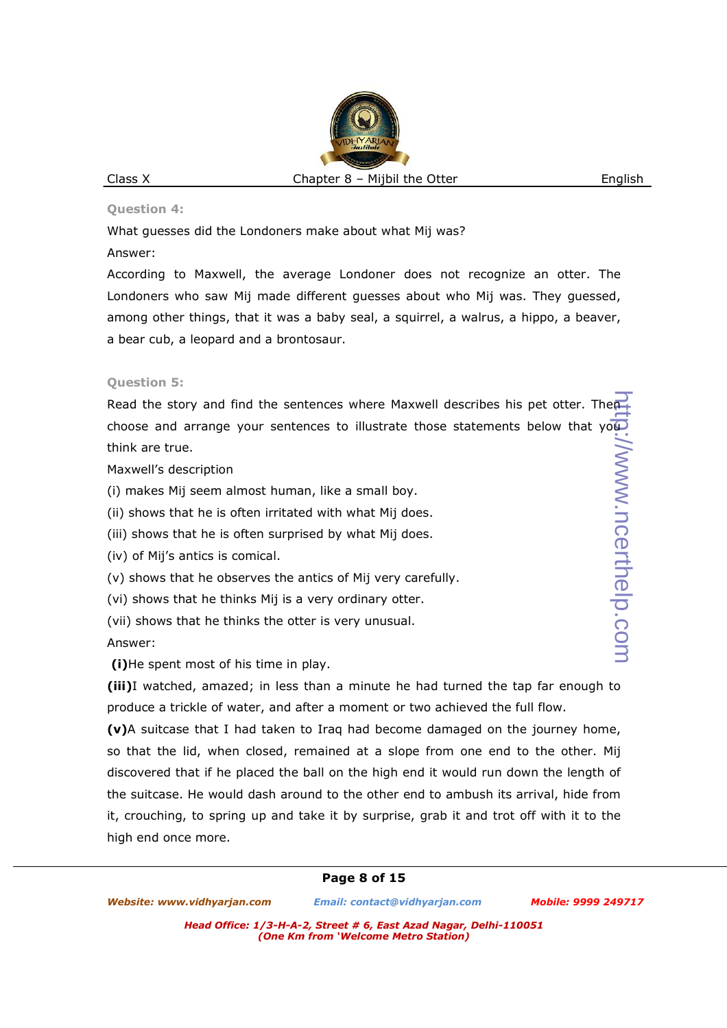**Question 4:**

What guesses did the Londoners make about what Mij was?

Answer:

According to Maxwell, the average Londoner does not recognize an otter. The Londoners who saw Mij made different guesses about who Mij was. They guessed, among other things, that it was a baby seal, a squirrel, a walrus, a hippo, a beaver, a bear cub, a leopard and a brontosaur.

**Question 5:**

Read the story and find the sentences where Maxwell describes his pet otter. Then choose and arrange your sentences to illustrate those statements below that you think are true.

Maxwell's description

(i) makes Mij seem almost human, like a small boy.

(ii) shows that he is often irritated with what Mij does.

(iii) shows that he is often surprised by what Mij does.

(iv) of Mij's antics is comical.

(v) shows that he observes the antics of Mij very carefully.

(vi) shows that he thinks Mij is a very ordinary otter.

(vii) shows that he thinks the otter is very unusual.

Answer:

**(i)** He spent most of his time in play.

**(iii)** I watched, amazed; in less than a minute he had turned the tap far enough to produce a trickle of water, and after a moment or two achieved the full flow.

**(v)** A suitcase that I had taken to Iraq had become damaged on the journey home, so that the lid, when closed, remained at a slope from one end to the other. Mij discovered that if he placed the ball on the high end it would run down the length of the suitcase. He would dash around to the other end to ambush its arrival, hide from it, crouching, to spring up and take it by surprise, grab it and trot off with it to the high end once more.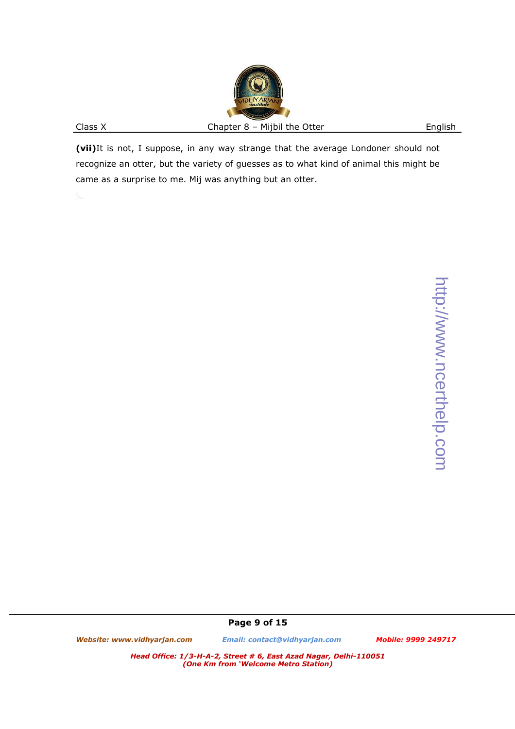**(vii)**It is not, I suppose, in any way strange that the average Londoner should not recognize an otter, but the variety of guesses as to what kind of animal this might be came as a surprise to me. Mij was anything but an otter.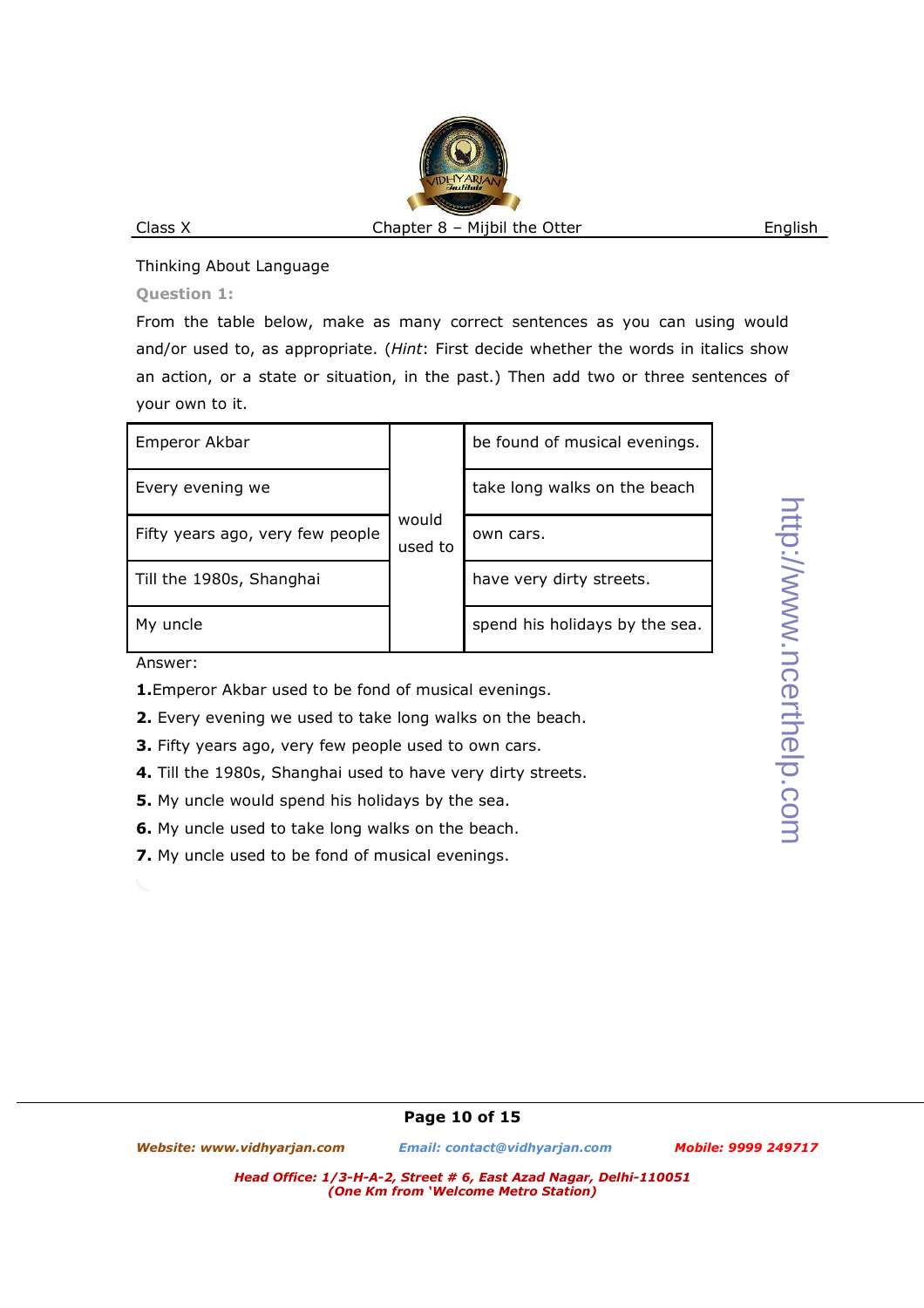Thinking About Language

**Question 1:**

From the table below, make as many correct sentences as you can using would and/or used to, as appropriate. (*Hint*: First decide whether the words in italics show an action, or a state or situation, in the past.) Then add two or three sentences of your own to it.

| | | |
|---|---|---|
| Emperor Akbar | would used to | be found of musical evenings. |
| Every evening we | | take long walks on the beach |
| Fifty years ago, very few people | | own cars. |
| Till the 1980s, Shanghai | | have very dirty streets. |
| My uncle | | spend his holidays by the sea. |

Answer:

**1.** Emperor Akbar used to be fond of musical evenings.

**2.** Every evening we used to take long walks on the beach.

**3.** Fifty years ago, very few people used to own cars.

**4.** Till the 1980s, Shanghai used to have very dirty streets.

**5.** My uncle would spend his holidays by the sea.

**6.** My uncle used to take long walks on the beach.

**7.** My uncle used to be fond of musical evenings.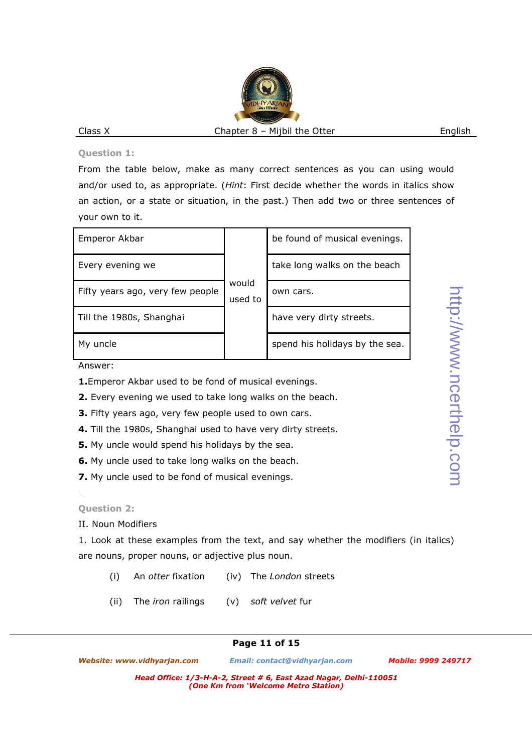**Question 1:**

From the table below, make as many correct sentences as you can using would and/or used to, as appropriate. (*Hint*: First decide whether the words in italics show an action, or a state or situation, in the past.) Then add two or three sentences of your own to it.

| | | |
|---|---|---|
| Emperor Akbar | would used to | be found of musical evenings. |
| Every evening we | | take long walks on the beach |
| Fifty years ago, very few people | | own cars. |
| Till the 1980s, Shanghai | | have very dirty streets. |
| My uncle | | spend his holidays by the sea. |

Answer:

**1.**Emperor Akbar used to be fond of musical evenings.

**2.** Every evening we used to take long walks on the beach.

**3.** Fifty years ago, very few people used to own cars.

**4.** Till the 1980s, Shanghai used to have very dirty streets.

**5.** My uncle would spend his holidays by the sea.

**6.** My uncle used to take long walks on the beach.

**7.** My uncle used to be fond of musical evenings.

**Question 2:**

II. Noun Modifiers

1. Look at these examples from the text, and say whether the modifiers (in italics) are nouns, proper nouns, or adjective plus noun.

(i) An *otter* fixation (iv) The *London* streets

(ii) The *iron* railings (v) *soft velvet* fur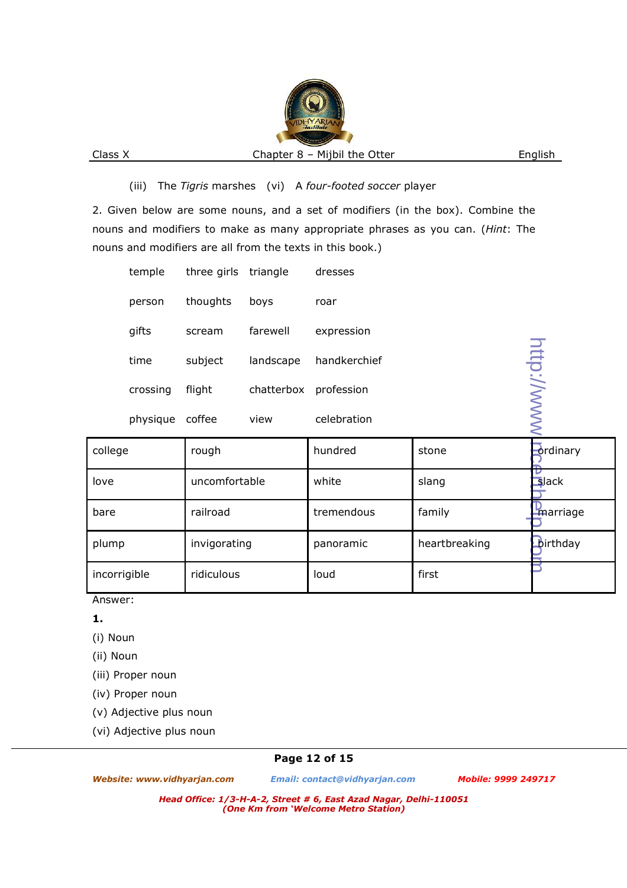(iii) The *Tigris* marshes (vi) A *four-footed soccer* player

2. Given below are some nouns, and a set of modifiers (in the box). Combine the nouns and modifiers to make as many appropriate phrases as you can. (*Hint*: The nouns and modifiers are all from the texts in this book.)

| | | | |
|---|---|---|---|
| temple | three girls | triangle | dresses |
| person | thoughts | boys | roar |
| gifts | scream | farewell | expression |
| time | subject | landscape | handkerchief |
| crossing | flight | chatterbox | profession |
| physique | coffee | view | celebration |

| | | | | |
|---|---|---|---|---|
| college | rough | hundred | stone | ordinary |
| love | uncomfortable | white | slang | slack |
| bare | railroad | tremendous | family | marriage |
| plump | invigorating | panoramic | heartbreaking | birthday |
| incorrigible | ridiculous | loud | first | |

Answer:

**1.**

(i) Noun

(ii) Noun

(iii) Proper noun

(iv) Proper noun

(v) Adjective plus noun

(vi) Adjective plus noun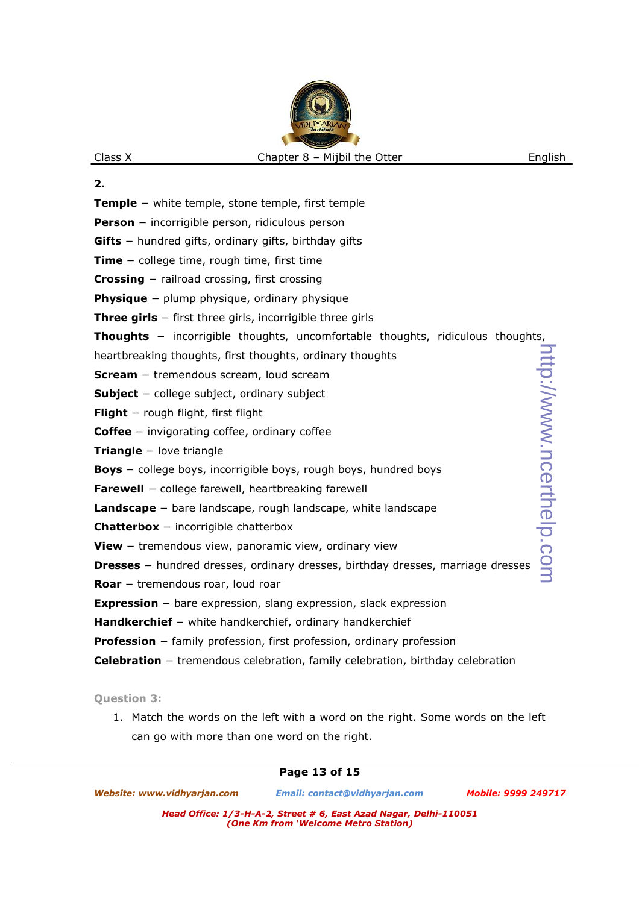**2.**

**Temple** – white temple, stone temple, first temple

**Person** – incorrigible person, ridiculous person

**Gifts** – hundred gifts, ordinary gifts, birthday gifts

**Time** – college time, rough time, first time

**Crossing** – railroad crossing, first crossing

**Physique** – plump physique, ordinary physique

**Three girls** – first three girls, incorrigible three girls

**Thoughts** – incorrigible thoughts, uncomfortable thoughts, ridiculous thoughts, heartbreaking thoughts, first thoughts, ordinary thoughts

**Scream** – tremendous scream, loud scream

**Subject** – college subject, ordinary subject

**Flight** – rough flight, first flight

**Coffee** – invigorating coffee, ordinary coffee

**Triangle** – love triangle

**Boys** – college boys, incorrigible boys, rough boys, hundred boys

**Farewell** – college farewell, heartbreaking farewell

**Landscape** – bare landscape, rough landscape, white landscape

**Chatterbox** – incorrigible chatterbox

**View** – tremendous view, panoramic view, ordinary view

**Dresses** – hundred dresses, ordinary dresses, birthday dresses, marriage dresses

**Roar** – tremendous roar, loud roar

**Expression** – bare expression, slang expression, slack expression

**Handkerchief** – white handkerchief, ordinary handkerchief

**Profession** – family profession, first profession, ordinary profession

**Celebration** – tremendous celebration, family celebration, birthday celebration

**Question 3:**

1. Match the words on the left with a word on the right. Some words on the left can go with more than one word on the right.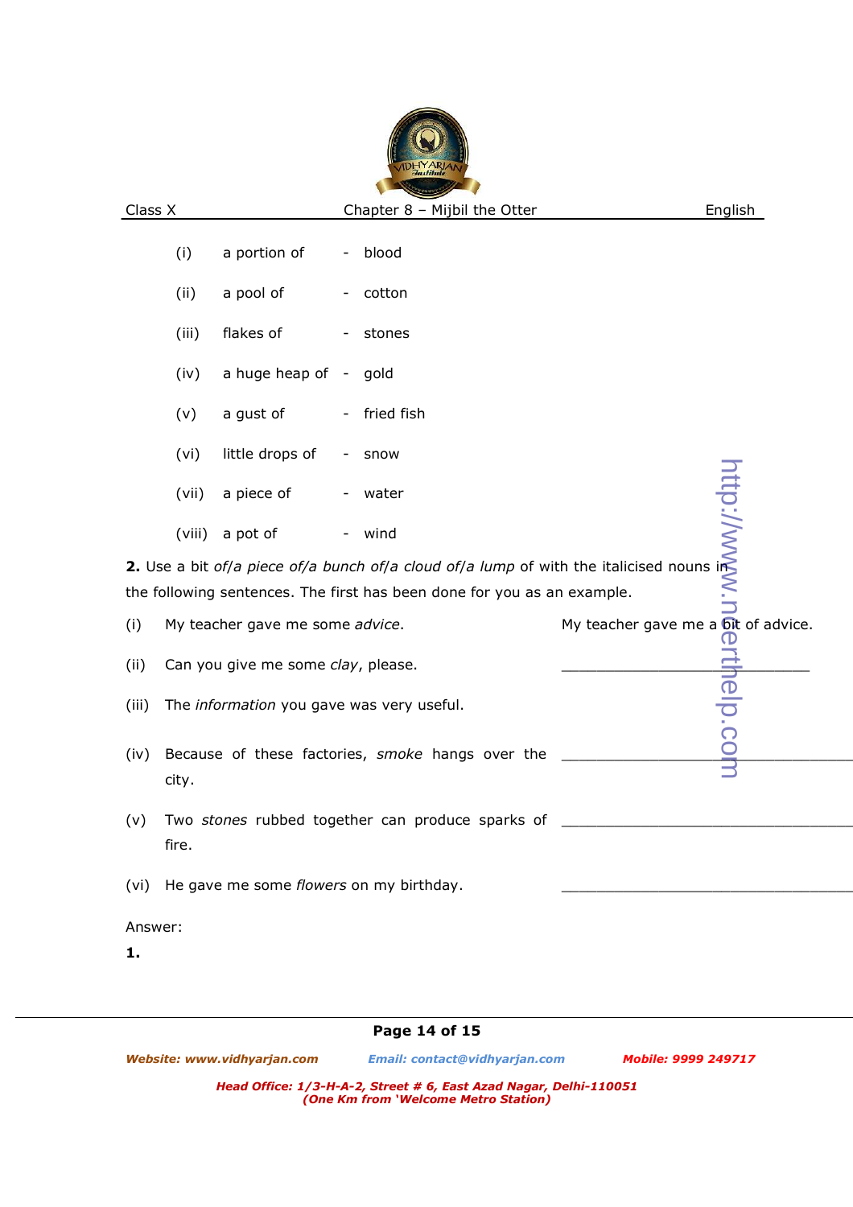(i) a portion of - blood

(ii) a pool of - cotton

(iii) flakes of - stones

(iv) a huge heap of - gold

(v) a gust of - fried fish

(vi) little drops of - snow

(vii) a piece of - water

(viii) a pot of - wind

**2.** Use a bit *of*/*a piece of*/*a bunch of*/*a cloud of*/*a lump* of with the italicised nouns in the following sentences. The first has been done for you as an example.

(i) My teacher gave me some *advice*. My teacher gave me a bit of advice.

(ii) Can you give me some *clay*, please. ______________________________

(iii) The *information* you gave was very useful.

(iv) Because of these factories, *smoke* hangs over the city. ______________________________

(v) Two *stones* rubbed together can produce sparks of fire. ______________________________

(vi) He gave me some *flowers* on my birthday. ______________________________

Answer:

**1.**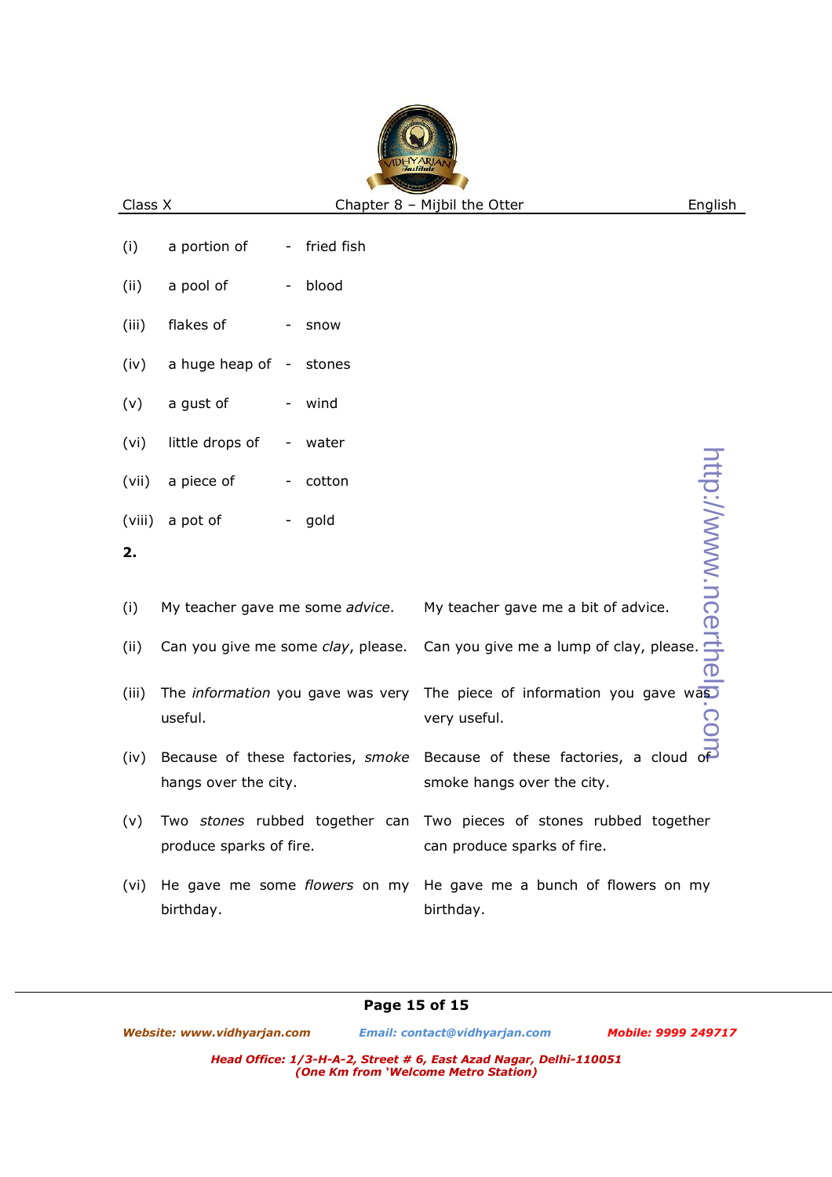| | | | |
|---|---|---|---|
| (i) | a portion of | - | fried fish |
| (ii) | a pool of | - | blood |
| (iii) | flakes of | - | snow |
| (iv) | a huge heap of | - | stones |
| (v) | a gust of | - | wind |
| (vi) | little drops of | - | water |
| (vii) | a piece of | - | cotton |
| (viii) | a pot of | - | gold |

**2.**

| | | |
|---|---|---|
| (i) | My teacher gave me some *advice*. | My teacher gave me a bit of advice. |
| (ii) | Can you give me some *clay*, please. | Can you give me a lump of clay, please. |
| (iii) | The *information* you gave was very useful. | The piece of information you gave was very useful. |
| (iv) | Because of these factories, *smoke* hangs over the city. | Because of these factories, a cloud of smoke hangs over the city. |
| (v) | Two *stones* rubbed together can produce sparks of fire. | Two pieces of stones rubbed together can produce sparks of fire. |
| (vi) | He gave me some *flowers* on my birthday. | He gave me a bunch of flowers on my birthday. |